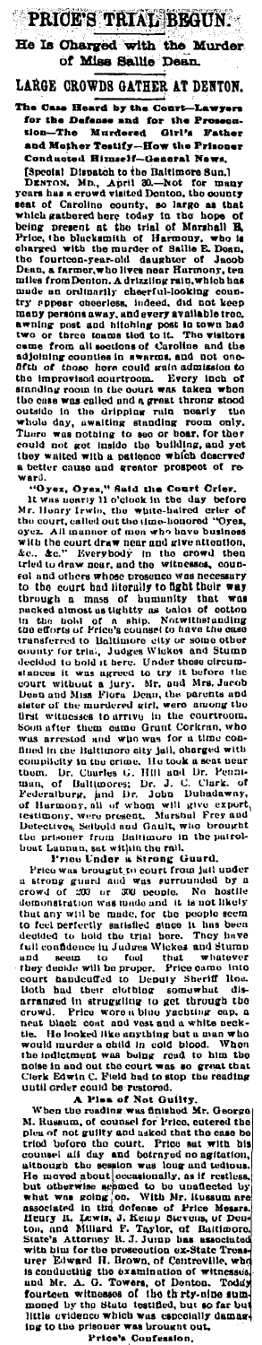# PRICE'S TRIAL BEGUN.

## He Is Charged with the Murder of Miss Sallie Dean.

## LARGE CROWDS GATHER AT DENTON.

**The Case Heard by the Court—Lawyers for the Defense and for the Prosecution—The Murdered Girl's Father and Mother Testify—How the Prisoner Conducted Himself—General News.**

[Special Dispatch to the Baltimore Sun.]

DENTON, MD., April 30.—Not for many years has a crowd visited Denton, the county seat of Caroline county, so large as that which gathered here today in the hope of being present at the trial of Marshall E. Price, the blacksmith of Harmony, who is charged with the murder of Sallie E. Dean, the fourteen-year-old daughter of Jacob Dean, a farmer, who lives near Harmony, ten miles from Denton. A drizzling rain, which has made an ordinarily cheerful-looking country appear cheerless, indeed, did not keep many persons away, and every available tree, awning post and hitching post in town had two or three teams tied to it. The visitors came from all sections of Caroline and the adjoining counties in swarms, and not one-fifth of those here could gain admission to the improvised courtroom. Every inch of standing room in the court was taken when the case was called and a great throng stood outside in the dripping rain nearly the whole day, awaiting standing room only. There was nothing to see or hear, for they could not get inside the building, and yet they waited with a patience which deserved a better cause and greater prospect of reward.

### "Oyez, Oyez," Said the Court Crier.

It was nearly 11 o'clock in the day before Mr. Henry Irwin, the white-haired crier of the court, called out the time-honored "Oyez, oyez. All manner of men who have business with the court draw near and give attention, &c., &c." Everybody in the crowd then tried to draw near, and the witnesses, counsel and others whose presence was necessary to the court had literally to fight their way through a mass of humanity that was packed almost as tightly as bales of cotton in the hold of a ship. Notwithstanding the efforts of Price's counsel to have the case transferred to Baltimore city or some other county for trial, Judges Wickes and Stump decided to hold it here. Under these circumstances it was agreed to try it before the court without a jury. Mr. and Mrs. Jacob Dean and Miss Flora Dean, the parents and sister of the murdered girl, were among the first witnesses to arrive in the courtroom. Soon after them came Grant Corkran, who was arrested and who was for a time confined in the Baltimore city jail, charged with complicity in the crime. He took a seat near them. Dr. Charles G. Hill and Dr. Pennyman, of Baltimore; Dr. J. C. Clark, of Federalsburg, and Dr. John Dubadawny, of Harmony, all of whom will give expert testimony, were present. Marshal Frey and Detectives Seibold and Gault, who brought the prisoner from Baltimore in the patrol-boat Lannan, sat within the rail.

### Price Under a Strong Guard.

Price was brought to court from jail under a strong guard and was surrounded by a crowd of 200 or 300 people. No hostile demonstration was made and it is not likely that any will be made, for the people seem to feel perfectly satisfied since it has been decided to hold the trial here. They have full confidence in Judges Wickes and Stump and seem to feel that whatever they decide will be proper. Price came into court handcuffed to Deputy Sheriff Roe. Both had their clothing somewhat disarranged in struggling to get through the crowd. Price wore a blue yachting cap, a neat black coat and vest and a white necktie. He looked like anything but a man who would murder a child in cold blood. When the indictment was being read to him the noise in and out the court was so great that Clerk Edwin C. Field had to stop the reading until order could be restored.

### A Plea of Not Guilty.

When the reading was finished Mr. George M. Russum, of counsel for Price, entered the plea of not guilty and asked that the case be tried before the court. Price sat with his counsel all day and betrayed no agitation, although the session was long and tedious. He moved about occasionally, as if restless, but otherwise seemed to be unaffected by what was going on. With Mr. Russum are associated in the defense of Messrs. Henry R. Lewis, J. Kemp Stevens, of Denton, and Millard F. Taylor, of Baltimore. State's Attorney R. J. Jump has associated with him for the prosecution ex-State Treasurer Edward H. Brown, of Centreville, who is conducting the examination of witnesses, and Mr. A. G. Towers, of Denton. Today fourteen witnesses of the thirty-nine summoned by the State testified, but so far but little evidence which was especially damaging to the prisoner was brought out.

### Price's Confession.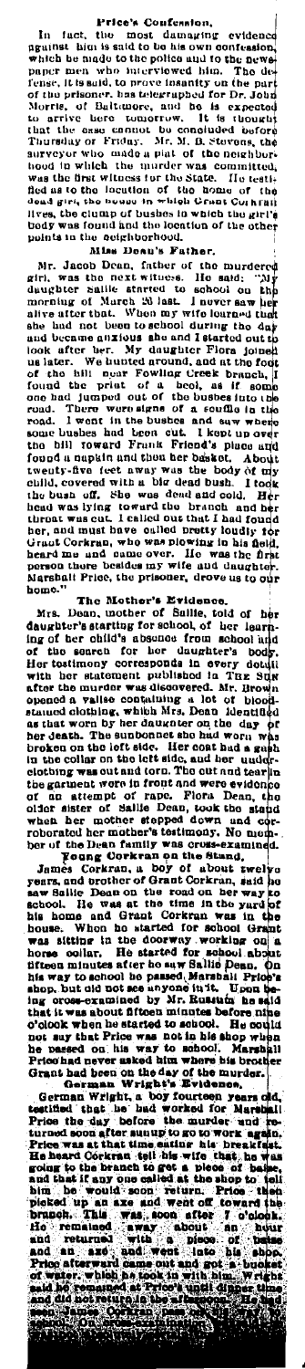## Price's Confession.

In fact, the most damaging evidence against him is said to be his own confession, which he made to the police and to the newspaper men who interviewed him. The defense, it is said, to prove insanity on the part of the prisoner, has telegraphed for Dr. John Morris, of Baltimore, and he is expected to arrive here tomorrow. It is thought that the case cannot be concluded before Thursday or Friday. Mr. M. B. Stevens, the surveyor who made a plat of the neighborhood in which the murder was committed, was the first witness for the State. He testified as to the location of the home of the dead girl, the house in which Grant Corkran lives, the clump of bushes in which the girl's body was found and the location of the other points in the neighborhood.

## Miss Dean's Father.

Mr. Jacob Dean, father of the murdered girl, was the next witness. He said: "My daughter Sallie started to school on the morning of March 25 last. I never saw her alive after that. When my wife learned that she had not been to school during the day and became anxious she and I started out to look after her. My daughter Flora joined us later. We hunted around, and at the foot of the hill near Fowling Creek branch, I found the print of a heel, as if some one had jumped out of the bushes into the road. There were signs of a scuffle in the road. I went in the bushes and saw where some bushes had been cut. I kept up over the hill toward Frank Friend's place and found a napkin and then her basket. About twenty-five feet away was the body of my child, covered with a big dead bush. I took the bush off. She was dead and cold. Her head was lying toward the branch and her throat was cut. I called out that I had found her, and must have called pretty loudly for Grant Corkran, who was plowing in his field, heard me and came over. He was the first person there besides my wife and daughter. Marshall Price, the prisoner, drove us to our home."

## The Mother's Evidence.

Mrs. Dean, mother of Sallie, told of her daughter's starting for school, of her learning of her child's absence from school and of the search for her daughter's body. Her testimony corresponds in every detail with her statement published in The Sun after the murder was discovered. Mr. Brown opened a valise containing a lot of blood-stained clothing, which Mrs. Dean identified as that worn by her daughter on the day of her death. The sunbonnet she had worn was broken on the left side. Her coat had a gash in the collar on the left side, and her underclothing was cut and torn. The cut and tear in the garment were in front and were evidence of an attempt of rape. Flora Dean, the older sister of Sallie Dean, took the stand when her mother stepped down and corroborated her mother's testimony. No member of the Dean family was cross-examined.

## Young Corkran on the Stand.

James Corkran, a boy of about twelve years, and brother of Grant Corkran, said he saw Sallie Dean on the road on her way to school. He was at the time in the yard of his home and Grant Corkran was in the house. When he started for school Grant was sitting in the doorway working on a horse collar. He started for school about fifteen minutes after he saw Sallie Dean. On his way to school he passed Marshall Price's shop, but did not see anyone in it. Upon being cross-examined by Mr. Russum he said that it was about fifteen minutes before nine o'clock when he started to school. He could not say that Price was not in his shop when he passed on his way to school. Marshall Price had never asked him where his brother Grant had been on the day of the murder.

## German Wright's Evidence.

German Wright, a boy fourteen years old, testified that he had worked for Marshall Price the day before the murder and returned soon after sunup to go to work again. Price was at that time eating his breakfast. He heard Corkran tell his wife that he was going to the branch to get a piece of baise, and that if any one called at the shop to tell him he would soon return. Price then picked up an axe and went off toward the branch. This was soon after 7 o'clock. He remained away about an hour and returned with a piece of baise and an axe, and went into his shop. Price afterward came out and got a bucket of water, which he took in with him. Wright said he remained at Price's until dinner time and did not return in the afternoon. He had seen James Corkran pass...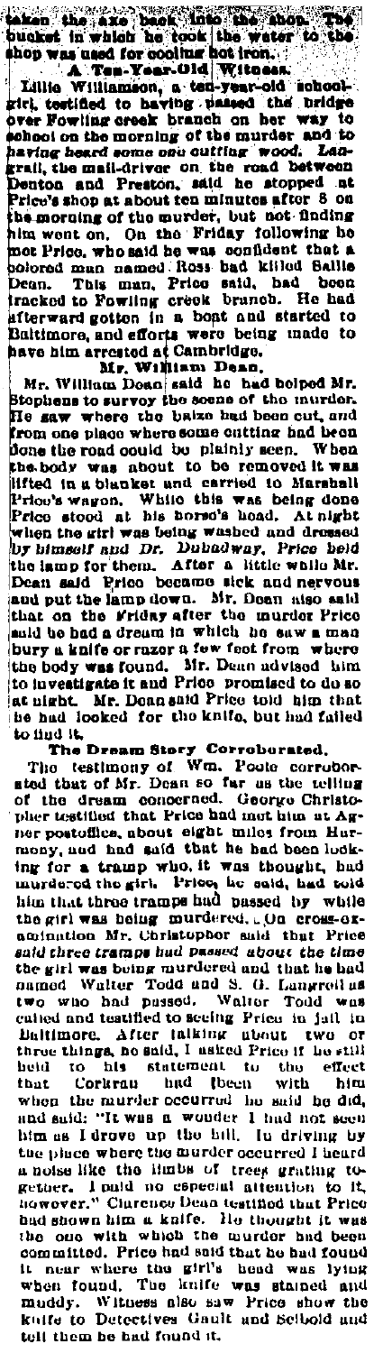taken the axe back into the shop. The bucket in which he took the water to the shop was used for cooling hot iron.

### A Ten-Year-Old Witness.

Lillie Williamson, a ten-year-old schoolgirl, testified to having passed the bridge over Fowling creek branch on her way to school on the morning of the murder and to having heard some one cutting wood. Langrall, the mail-driver on the road between Denton and Preston, said he stopped at Price's shop at about ten minutes after 8 on the morning of the murder, but not finding him went on. On the Friday following he met Price, who said he was confident that a colored man named Ross had killed Sallie Dean. This man, Price said, had been tracked to Fowling creek branch. He had afterward gotten in a boat and started to Baltimore, and efforts were being made to have him arrested at Cambridge.

### Mr. William Dean.

Mr. William Dean said he had helped Mr. Stephens to survey the scene of the murder. He saw where the baize had been cut, and from one place where some cutting had been done the road could be plainly seen. When the body was about to be removed it was lifted in a blanket and carried to Marshall Price's wagon. While this was being done Price stood at his horse's head. At night when the girl was being washed and dressed by himself and Dr. Dubadway, Price held the lamp for them. After a little while Mr. Dean said Price became sick and nervous and put the lamp down. Mr. Dean also said that on the Friday after the murder Price said he had a dream in which he saw a man bury a knife or razor a few feet from where the body was found. Mr. Dean advised him to investigate it and Price promised to do so at night. Mr. Dean said Price told him that he had looked for the knife, but had failed to find it.

### The Dream Story Corroborated.

The testimony of Wm. Poole corroborated that of Mr. Dean so far as the telling of the dream concerned. George Christopher testified that Price had met him at Agner postoffice, about eight miles from Harmony, and had said that he had been looking for a tramp who, it was thought, had murdered the girl. Price, he said, had told him that three tramps had passed by while the girl was being murdered. On cross-examination Mr. Christopher said that Price *said three tramps had passed about the time* the girl was being murdered and that he had named Walter Todd and S. G. Langrell as two who had passed. Walter Todd was called and testified to seeing Price in jail in Baltimore. After talking about two or three things, he said, I asked Price if he still held to his statement to the effect that Corkran had been with him when the murder occurred he said he did, and said: "It was a wonder I had not seen him as I drove up the hill. In driving by the place where the murder occurred I heard a noise like the limbs of trees grating together. I paid no especial attention to it, however." Clarence Dean testified that Price had shown him a knife. He thought it was the one with which the murder had been committed. Price had said that he had found it near where the girl's head was lying when found. The knife was stained and muddy. Witness also saw Price show the knife to Detectives Gault and Seibold and tell them he had found it.